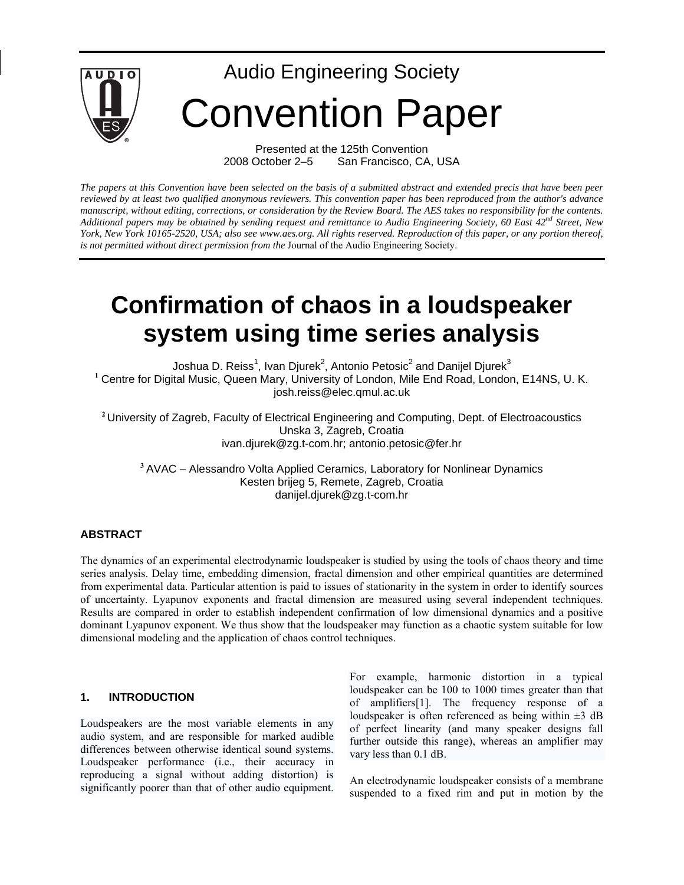# Audio Engineering Society

# Convention Paper

Presented at the 125th Convention
2008 October 2–5 San Francisco, CA, USA

*The papers at this Convention have been selected on the basis of a submitted abstract and extended precis that have been peer reviewed by at least two qualified anonymous reviewers. This convention paper has been reproduced from the author's advance manuscript, without editing, corrections, or consideration by the Review Board. The AES takes no responsibility for the contents. Additional papers may be obtained by sending request and remittance to Audio Engineering Society, 60 East 42nd Street, New York, New York 10165-2520, USA; also see www.aes.org. All rights reserved. Reproduction of this paper, or any portion thereof, is not permitted without direct permission from the* Journal of the Audio Engineering Society.

# Confirmation of chaos in a loudspeaker system using time series analysis

Joshua D. Reiss[1], Ivan Djurek[2], Antonio Petosic[2] and Danijel Djurek[3]

[1] Centre for Digital Music, Queen Mary, University of London, Mile End Road, London, E14NS, U. K.
josh.reiss@elec.qmul.ac.uk

[2] University of Zagreb, Faculty of Electrical Engineering and Computing, Dept. of Electroacoustics
Unska 3, Zagreb, Croatia
ivan.djurek@zg.t-com.hr; antonio.petosic@fer.hr

[3] AVAC – Alessandro Volta Applied Ceramics, Laboratory for Nonlinear Dynamics
Kesten brijeg 5, Remete, Zagreb, Croatia
danijel.djurek@zg.t-com.hr

## ABSTRACT

The dynamics of an experimental electrodynamic loudspeaker is studied by using the tools of chaos theory and time series analysis. Delay time, embedding dimension, fractal dimension and other empirical quantities are determined from experimental data. Particular attention is paid to issues of stationarity in the system in order to identify sources of uncertainty. Lyapunov exponents and fractal dimension are measured using several independent techniques. Results are compared in order to establish independent confirmation of low dimensional dynamics and a positive dominant Lyapunov exponent. We thus show that the loudspeaker may function as a chaotic system suitable for low dimensional modeling and the application of chaos control techniques.

## 1. INTRODUCTION

Loudspeakers are the most variable elements in any audio system, and are responsible for marked audible differences between otherwise identical sound systems. Loudspeaker performance (i.e., their accuracy in reproducing a signal without adding distortion) is significantly poorer than that of other audio equipment. For example, harmonic distortion in a typical loudspeaker can be 100 to 1000 times greater than that of amplifiers[1]. The frequency response of a loudspeaker is often referenced as being within ±3 dB of perfect linearity (and many speaker designs fall further outside this range), whereas an amplifier may vary less than 0.1 dB.

An electrodynamic loudspeaker consists of a membrane suspended to a fixed rim and put in motion by the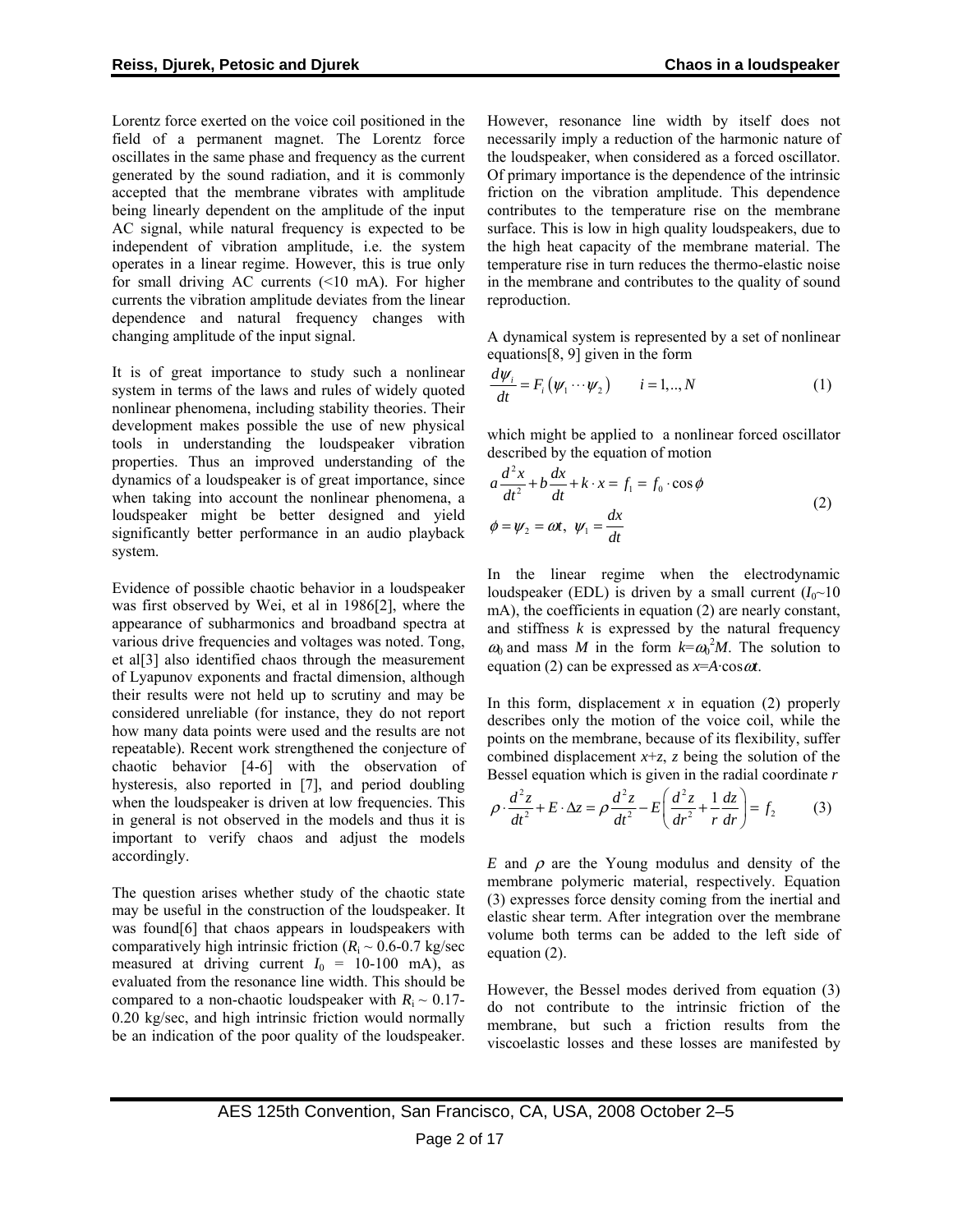Lorentz force exerted on the voice coil positioned in the field of a permanent magnet. The Lorentz force oscillates in the same phase and frequency as the current generated by the sound radiation, and it is commonly accepted that the membrane vibrates with amplitude being linearly dependent on the amplitude of the input AC signal, while natural frequency is expected to be independent of vibration amplitude, i.e. the system operates in a linear regime. However, this is true only for small driving AC currents (<10 mA). For higher currents the vibration amplitude deviates from the linear dependence and natural frequency changes with changing amplitude of the input signal.

It is of great importance to study such a nonlinear system in terms of the laws and rules of widely quoted nonlinear phenomena, including stability theories. Their development makes possible the use of new physical tools in understanding the loudspeaker vibration properties. Thus an improved understanding of the dynamics of a loudspeaker is of great importance, since when taking into account the nonlinear phenomena, a loudspeaker might be better designed and yield significantly better performance in an audio playback system.

Evidence of possible chaotic behavior in a loudspeaker was first observed by Wei, et al in 1986[2], where the appearance of subharmonics and broadband spectra at various drive frequencies and voltages was noted. Tong, et al[3] also identified chaos through the measurement of Lyapunov exponents and fractal dimension, although their results were not held up to scrutiny and may be considered unreliable (for instance, they do not report how many data points were used and the results are not repeatable). Recent work strengthened the conjecture of chaotic behavior [4-6] with the observation of hysteresis, also reported in [7], and period doubling when the loudspeaker is driven at low frequencies. This in general is not observed in the models and thus it is important to verify chaos and adjust the models accordingly.

The question arises whether study of the chaotic state may be useful in the construction of the loudspeaker. It was found[6] that chaos appears in loudspeakers with comparatively high intrinsic friction ($R_i \sim 0.6$-$0.7$ kg/sec measured at driving current $I_0$ = 10-100 mA), as evaluated from the resonance line width. This should be compared to a non-chaotic loudspeaker with $R_i \sim 0.17$-$0.20$ kg/sec, and high intrinsic friction would normally be an indication of the poor quality of the loudspeaker. However, resonance line width by itself does not necessarily imply a reduction of the harmonic nature of the loudspeaker, when considered as a forced oscillator. Of primary importance is the dependence of the intrinsic friction on the vibration amplitude. This dependence contributes to the temperature rise on the membrane surface. This is low in high quality loudspeakers, due to the high heat capacity of the membrane material. The temperature rise in turn reduces the thermo-elastic noise in the membrane and contributes to the quality of sound reproduction.

A dynamical system is represented by a set of nonlinear equations[8, 9] given in the form

$$\frac{d\psi_i}{dt} = F_i\left(\psi_1 \cdots \psi_2\right) \qquad i = 1,..,N \tag{1}$$

which might be applied to a nonlinear forced oscillator described by the equation of motion

$$a\frac{d^2x}{dt^2} + b\frac{dx}{dt} + k \cdot x = f_1 = f_0 \cdot \cos\phi$$
$$\phi = \psi_2 = \omega t,\ \psi_1 = \frac{dx}{dt} \tag{2}$$

In the linear regime when the electrodynamic loudspeaker (EDL) is driven by a small current ($I_0 \sim 10$ mA), the coefficients in equation (2) are nearly constant, and stiffness $k$ is expressed by the natural frequency $\omega_0$ and mass $M$ in the form $k=\omega_0^2 M$. The solution to equation (2) can be expressed as $x=A\cdot\cos\omega t$.

In this form, displacement $x$ in equation (2) properly describes only the motion of the voice coil, while the points on the membrane, because of its flexibility, suffer combined displacement $x+z$, $z$ being the solution of the Bessel equation which is given in the radial coordinate $r$

$$\rho \cdot \frac{d^2z}{dt^2} + E \cdot \Delta z = \rho\frac{d^2z}{dt^2} - E\left(\frac{d^2z}{dr^2} + \frac{1}{r}\frac{dz}{dr}\right) = f_2 \tag{3}$$

$E$ and $\rho$ are the Young modulus and density of the membrane polymeric material, respectively. Equation (3) expresses force density coming from the inertial and elastic shear term. After integration over the membrane volume both terms can be added to the left side of equation (2).

However, the Bessel modes derived from equation (3) do not contribute to the intrinsic friction of the membrane, but such a friction results from the viscoelastic losses and these losses are manifested by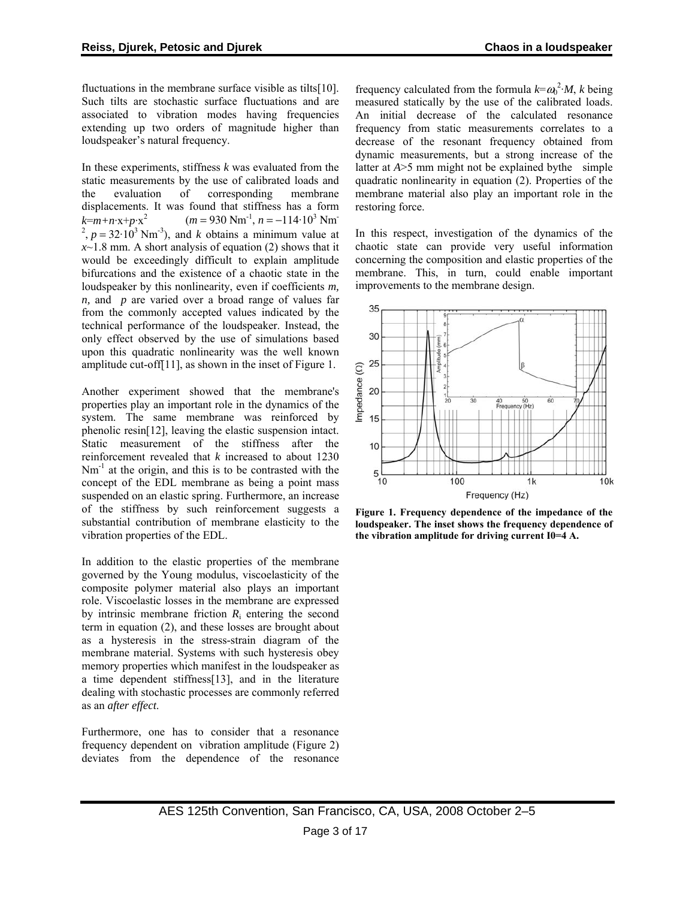fluctuations in the membrane surface visible as tilts[10]. Such tilts are stochastic surface fluctuations and are associated to vibration modes having frequencies extending up two orders of magnitude higher than loudspeaker's natural frequency.

In these experiments, stiffness $k$ was evaluated from the static measurements by the use of calibrated loads and the evaluation of corresponding membrane displacements. It was found that stiffness has a form $k=m+n\cdot x+p\cdot x^2$ ($m = 930$ Nm$^{-1}$, $n = -114\cdot 10^3$ Nm$^{-2}$, $p = 32\cdot 10^3$ Nm$^{-3}$), and $k$ obtains a minimum value at $x$~1.8 mm. A short analysis of equation (2) shows that it would be exceedingly difficult to explain amplitude bifurcations and the existence of a chaotic state in the loudspeaker by this nonlinearity, even if coefficients $m$, $n$, and $p$ are varied over a broad range of values far from the commonly accepted values indicated by the technical performance of the loudspeaker. Instead, the only effect observed by the use of simulations based upon this quadratic nonlinearity was the well known amplitude cut-off[11], as shown in the inset of Figure 1.

Another experiment showed that the membrane's properties play an important role in the dynamics of the system. The same membrane was reinforced by phenolic resin[12], leaving the elastic suspension intact. Static measurement of the stiffness after the reinforcement revealed that $k$ increased to about 1230 Nm$^{-1}$ at the origin, and this is to be contrasted with the concept of the EDL membrane as being a point mass suspended on an elastic spring. Furthermore, an increase of the stiffness by such reinforcement suggests a substantial contribution of membrane elasticity to the vibration properties of the EDL.

In addition to the elastic properties of the membrane governed by the Young modulus, viscoelasticity of the composite polymer material also plays an important role. Viscoelastic losses in the membrane are expressed by intrinsic membrane friction $R_i$ entering the second term in equation (2), and these losses are brought about as a hysteresis in the stress-strain diagram of the membrane material. Systems with such hysteresis obey memory properties which manifest in the loudspeaker as a time dependent stiffness[13], and in the literature dealing with stochastic processes are commonly referred as an *after effect*.

Furthermore, one has to consider that a resonance frequency dependent on vibration amplitude (Figure 2) deviates from the dependence of the resonance frequency calculated from the formula $k=\omega_0^2\cdot M$, $k$ being measured statically by the use of the calibrated loads. An initial decrease of the calculated resonance frequency from static measurements correlates to a decrease of the resonant frequency obtained from dynamic measurements, but a strong increase of the latter at $A$>5 mm might not be explained bythe simple quadratic nonlinearity in equation (2). Properties of the membrane material also play an important role in the restoring force.

In this respect, investigation of the dynamics of the chaotic state can provide very useful information concerning the composition and elastic properties of the membrane. This, in turn, could enable important improvements to the membrane design.

**Figure 1. Frequency dependence of the impedance of the loudspeaker. The inset shows the frequency dependence of the vibration amplitude for driving current I0=4 A.**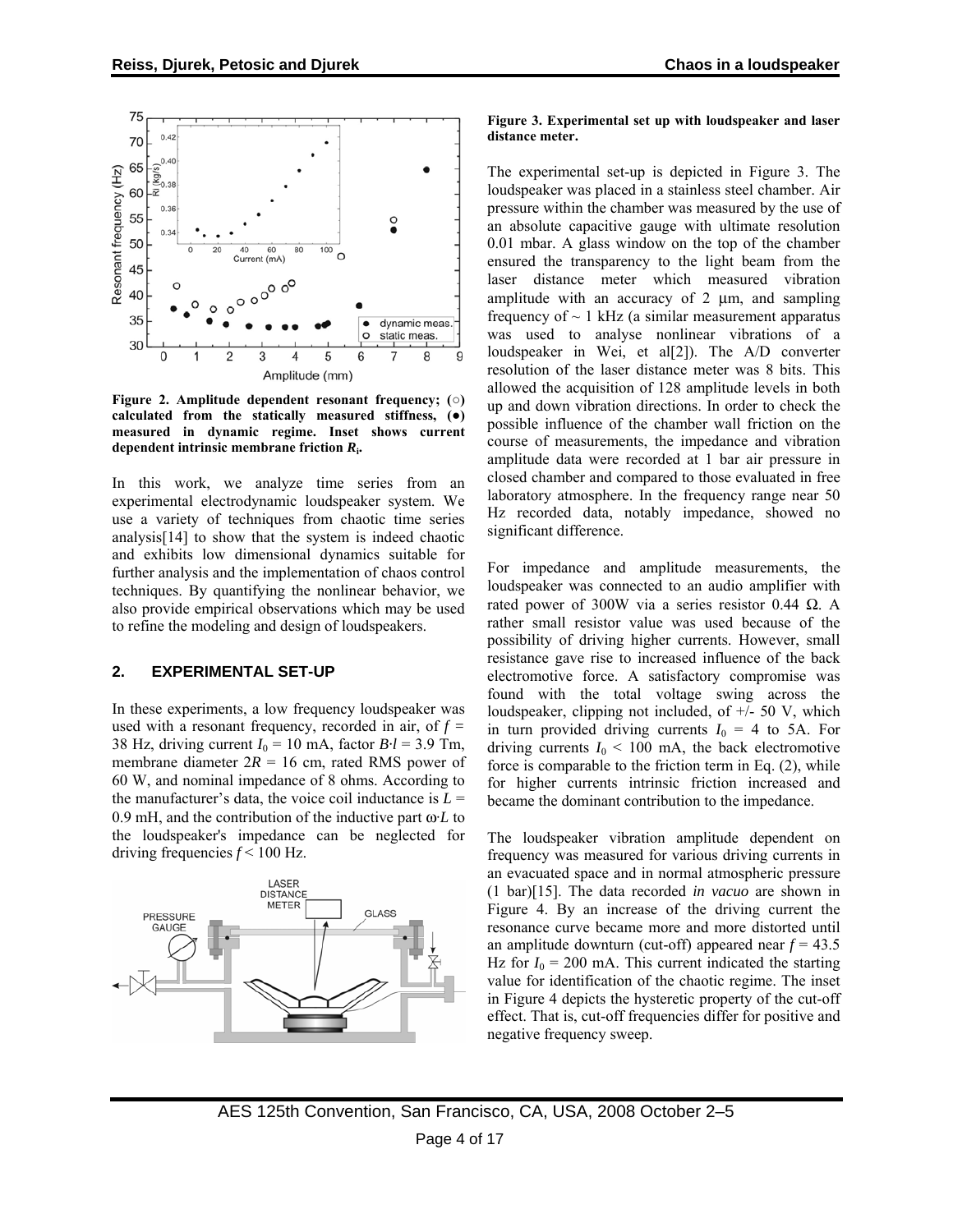Figure 2. Amplitude dependent resonant frequency; (○) calculated from the statically measured stiffness, (●) measured in dynamic regime. Inset shows current dependent intrinsic membrane friction $R_i$.

In this work, we analyze time series from an experimental electrodynamic loudspeaker system. We use a variety of techniques from chaotic time series analysis[14] to show that the system is indeed chaotic and exhibits low dimensional dynamics suitable for further analysis and the implementation of chaos control techniques. By quantifying the nonlinear behavior, we also provide empirical observations which may be used to refine the modeling and design of loudspeakers.

## 2. EXPERIMENTAL SET-UP

In these experiments, a low frequency loudspeaker was used with a resonant frequency, recorded in air, of $f$ = 38 Hz, driving current $I_0$ = 10 mA, factor $B{\cdot}l$ = 3.9 Tm, membrane diameter $2R$ = 16 cm, rated RMS power of 60 W, and nominal impedance of 8 ohms. According to the manufacturer's data, the voice coil inductance is $L$ = 0.9 mH, and the contribution of the inductive part $\omega{\cdot}L$ to the loudspeaker's impedance can be neglected for driving frequencies $f$ < 100 Hz.

Figure 3. Experimental set up with loudspeaker and laser distance meter.

The experimental set-up is depicted in Figure 3. The loudspeaker was placed in a stainless steel chamber. Air pressure within the chamber was measured by the use of an absolute capacitive gauge with ultimate resolution 0.01 mbar. A glass window on the top of the chamber ensured the transparency to the light beam from the laser distance meter which measured vibration amplitude with an accuracy of 2 μm, and sampling frequency of ~ 1 kHz (a similar measurement apparatus was used to analyse nonlinear vibrations of a loudspeaker in Wei, et al[2]). The A/D converter resolution of the laser distance meter was 8 bits. This allowed the acquisition of 128 amplitude levels in both up and down vibration directions. In order to check the possible influence of the chamber wall friction on the course of measurements, the impedance and vibration amplitude data were recorded at 1 bar air pressure in closed chamber and compared to those evaluated in free laboratory atmosphere. In the frequency range near 50 Hz recorded data, notably impedance, showed no significant difference.

For impedance and amplitude measurements, the loudspeaker was connected to an audio amplifier with rated power of 300W via a series resistor 0.44 Ω. A rather small resistor value was used because of the possibility of driving higher currents. However, small resistance gave rise to increased influence of the back electromotive force. A satisfactory compromise was found with the total voltage swing across the loudspeaker, clipping not included, of +/- 50 V, which in turn provided driving currents $I_0$ = 4 to 5A. For driving currents $I_0$ < 100 mA, the back electromotive force is comparable to the friction term in Eq. (2), while for higher currents intrinsic friction increased and became the dominant contribution to the impedance.

The loudspeaker vibration amplitude dependent on frequency was measured for various driving currents in an evacuated space and in normal atmospheric pressure (1 bar)[15]. The data recorded *in vacuo* are shown in Figure 4. By an increase of the driving current the resonance curve became more and more distorted until an amplitude downturn (cut-off) appeared near $f$ = 43.5 Hz for $I_0$ = 200 mA. This current indicated the starting value for identification of the chaotic regime. The inset in Figure 4 depicts the hysteretic property of the cut-off effect. That is, cut-off frequencies differ for positive and negative frequency sweep.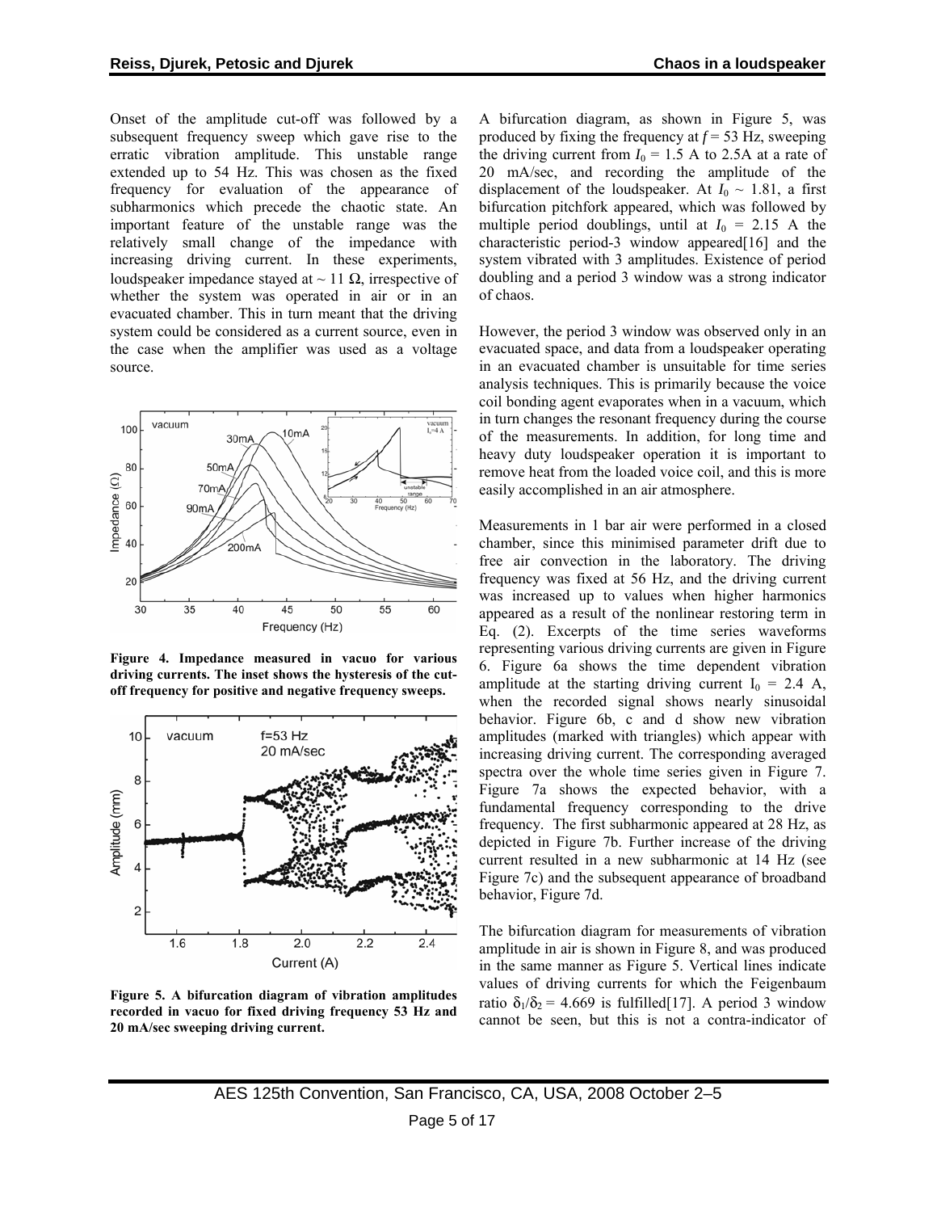Onset of the amplitude cut-off was followed by a subsequent frequency sweep which gave rise to the erratic vibration amplitude. This unstable range extended up to 54 Hz. This was chosen as the fixed frequency for evaluation of the appearance of subharmonics which precede the chaotic state. An important feature of the unstable range was the relatively small change of the impedance with increasing driving current. In these experiments, loudspeaker impedance stayed at ~ 11 Ω, irrespective of whether the system was operated in air or in an evacuated chamber. This in turn meant that the driving system could be considered as a current source, even in the case when the amplifier was used as a voltage source.

**Figure 4. Impedance measured in vacuo for various driving currents. The inset shows the hysteresis of the cut-off frequency for positive and negative frequency sweeps.**

**Figure 5. A bifurcation diagram of vibration amplitudes recorded in vacuo for fixed driving frequency 53 Hz and 20 mA/sec sweeping driving current.**

A bifurcation diagram, as shown in Figure 5, was produced by fixing the frequency at $f = 53$ Hz, sweeping the driving current from $I_0 = 1.5$ A to 2.5A at a rate of 20 mA/sec, and recording the amplitude of the displacement of the loudspeaker. At $I_0 \sim 1.81$, a first bifurcation pitchfork appeared, which was followed by multiple period doublings, until at $I_0 = 2.15$ A the characteristic period-3 window appeared[16] and the system vibrated with 3 amplitudes. Existence of period doubling and a period 3 window was a strong indicator of chaos.

However, the period 3 window was observed only in an evacuated space, and data from a loudspeaker operating in an evacuated chamber is unsuitable for time series analysis techniques. This is primarily because the voice coil bonding agent evaporates when in a vacuum, which in turn changes the resonant frequency during the course of the measurements. In addition, for long time and heavy duty loudspeaker operation it is important to remove heat from the loaded voice coil, and this is more easily accomplished in an air atmosphere.

Measurements in 1 bar air were performed in a closed chamber, since this minimised parameter drift due to free air convection in the laboratory. The driving frequency was fixed at 56 Hz, and the driving current was increased up to values when higher harmonics appeared as a result of the nonlinear restoring term in Eq. (2). Excerpts of the time series waveforms representing various driving currents are given in Figure 6. Figure 6a shows the time dependent vibration amplitude at the starting driving current $I_0 = 2.4$ A, when the recorded signal shows nearly sinusoidal behavior. Figure 6b, c and d show new vibration amplitudes (marked with triangles) which appear with increasing driving current. The corresponding averaged spectra over the whole time series given in Figure 7. Figure 7a shows the expected behavior, with a fundamental frequency corresponding to the drive frequency. The first subharmonic appeared at 28 Hz, as depicted in Figure 7b. Further increase of the driving current resulted in a new subharmonic at 14 Hz (see Figure 7c) and the subsequent appearance of broadband behavior, Figure 7d.

The bifurcation diagram for measurements of vibration amplitude in air is shown in Figure 8, and was produced in the same manner as Figure 5. Vertical lines indicate values of driving currents for which the Feigenbaum ratio $\delta_1/\delta_2 = 4.669$ is fulfilled[17]. A period 3 window cannot be seen, but this is not a contra-indicator of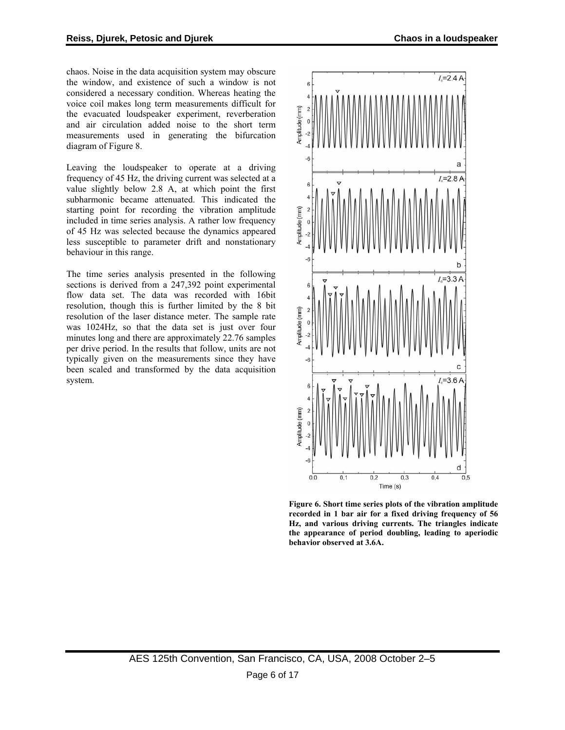chaos. Noise in the data acquisition system may obscure the window, and existence of such a window is not considered a necessary condition. Whereas heating the voice coil makes long term measurements difficult for the evacuated loudspeaker experiment, reverberation and air circulation added noise to the short term measurements used in generating the bifurcation diagram of Figure 8.

Leaving the loudspeaker to operate at a driving frequency of 45 Hz, the driving current was selected at a value slightly below 2.8 A, at which point the first subharmonic became attenuated. This indicated the starting point for recording the vibration amplitude included in time series analysis. A rather low frequency of 45 Hz was selected because the dynamics appeared less susceptible to parameter drift and nonstationary behaviour in this range.

The time series analysis presented in the following sections is derived from a 247,392 point experimental flow data set. The data was recorded with 16bit resolution, though this is further limited by the 8 bit resolution of the laser distance meter. The sample rate was 1024Hz, so that the data set is just over four minutes long and there are approximately 22.76 samples per drive period. In the results that follow, units are not typically given on the measurements since they have been scaled and transformed by the data acquisition system.

**Figure 6. Short time series plots of the vibration amplitude recorded in 1 bar air for a fixed driving frequency of 56 Hz, and various driving currents. The triangles indicate the appearance of period doubling, leading to aperiodic behavior observed at 3.6A.**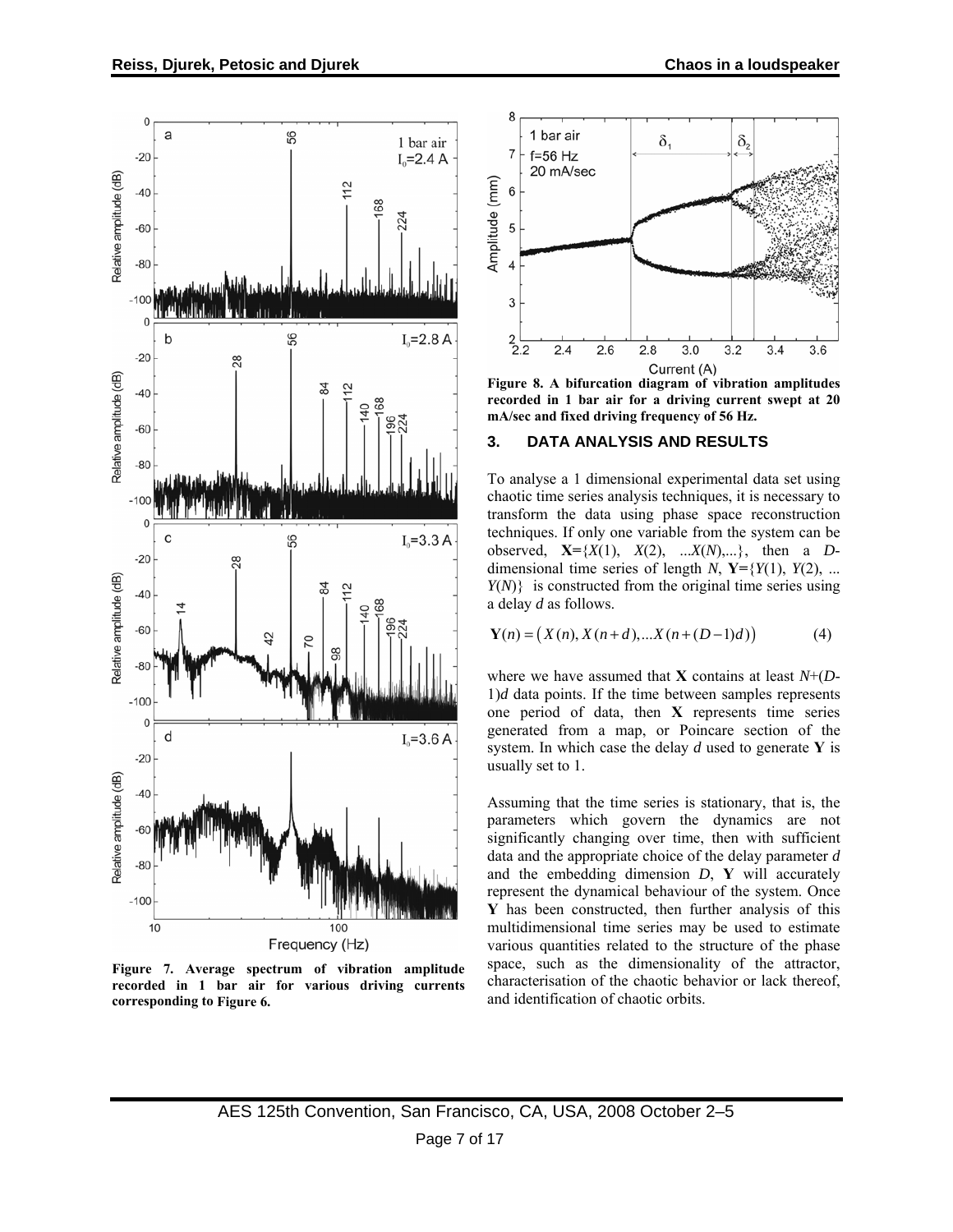Figure 7. Average spectrum of vibration amplitude recorded in 1 bar air for various driving currents corresponding to Figure 6.

Figure 8. A bifurcation diagram of vibration amplitudes recorded in 1 bar air for a driving current swept at 20 mA/sec and fixed driving frequency of 56 Hz.

## 3. DATA ANALYSIS AND RESULTS

To analyse a 1 dimensional experimental data set using chaotic time series analysis techniques, it is necessary to transform the data using phase space reconstruction techniques. If only one variable from the system can be observed, $\mathbf{X}=\{X(1), X(2), ...X(N),...\}$, then a $D$-dimensional time series of length $N$, $\mathbf{Y}=\{Y(1), Y(2), ... Y(N)\}$ is constructed from the original time series using a delay $d$ as follows.

$$\mathbf{Y}(n) = \left(X(n), X(n+d), ...X(n+(D-1)d)\right) \tag{4}$$

where we have assumed that $\mathbf{X}$ contains at least $N+(D-1)d$ data points. If the time between samples represents one period of data, then $\mathbf{X}$ represents time series generated from a map, or Poincare section of the system. In which case the delay $d$ used to generate $\mathbf{Y}$ is usually set to 1.

Assuming that the time series is stationary, that is, the parameters which govern the dynamics are not significantly changing over time, then with sufficient data and the appropriate choice of the delay parameter $d$ and the embedding dimension $D$, $\mathbf{Y}$ will accurately represent the dynamical behaviour of the system. Once $\mathbf{Y}$ has been constructed, then further analysis of this multidimensional time series may be used to estimate various quantities related to the structure of the phase space, such as the dimensionality of the attractor, characterisation of the chaotic behavior or lack thereof, and identification of chaotic orbits.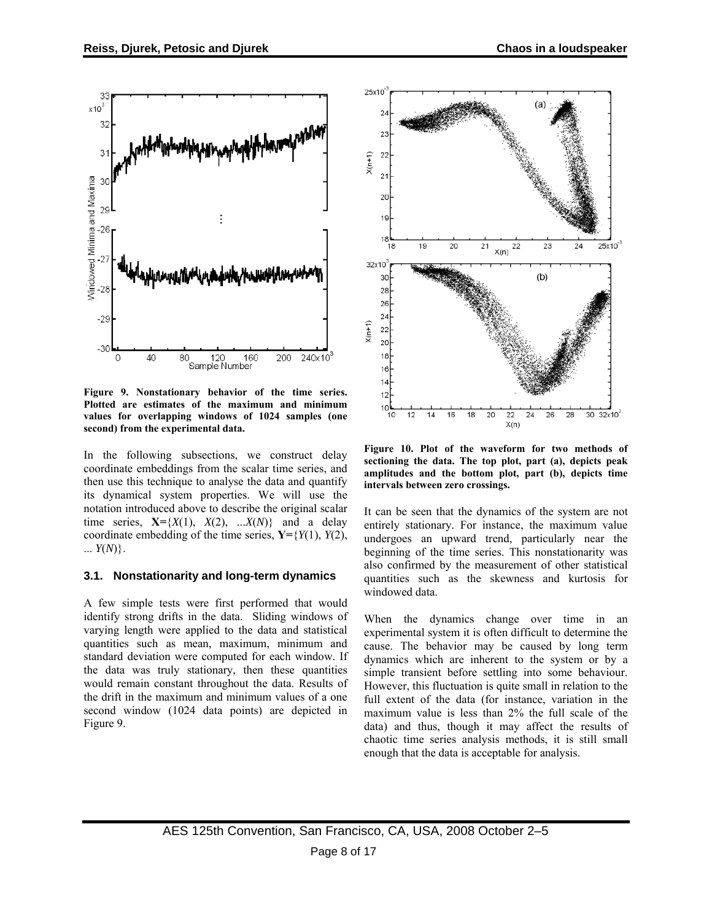Figure 9. Nonstationary behavior of the time series. Plotted are estimates of the maximum and minimum values for overlapping windows of 1024 samples (one second) from the experimental data.

In the following subsections, we construct delay coordinate embeddings from the scalar time series, and then use this technique to analyse the data and quantify its dynamical system properties. We will use the notation introduced above to describe the original scalar time series, $\mathbf{X}=\{X(1), X(2), \ldots X(N)\}$ and a delay coordinate embedding of the time series, $\mathbf{Y}=\{Y(1), Y(2), \ldots Y(N)\}$.

### 3.1. Nonstationarity and long-term dynamics

A few simple tests were first performed that would identify strong drifts in the data. Sliding windows of varying length were applied to the data and statistical quantities such as mean, maximum, minimum and standard deviation were computed for each window. If the data was truly stationary, then these quantities would remain constant throughout the data. Results of the drift in the maximum and minimum values of a one second window (1024 data points) are depicted in Figure 9.

Figure 10. Plot of the waveform for two methods of sectioning the data. The top plot, part (a), depicts peak amplitudes and the bottom plot, part (b), depicts time intervals between zero crossings.

It can be seen that the dynamics of the system are not entirely stationary. For instance, the maximum value undergoes an upward trend, particularly near the beginning of the time series. This nonstationarity was also confirmed by the measurement of other statistical quantities such as the skewness and kurtosis for windowed data.

When the dynamics change over time in an experimental system it is often difficult to determine the cause. The behavior may be caused by long term dynamics which are inherent to the system or by a simple transient before settling into some behaviour. However, this fluctuation is quite small in relation to the full extent of the data (for instance, variation in the maximum value is less than 2% the full scale of the data) and thus, though it may affect the results of chaotic time series analysis methods, it is still small enough that the data is acceptable for analysis.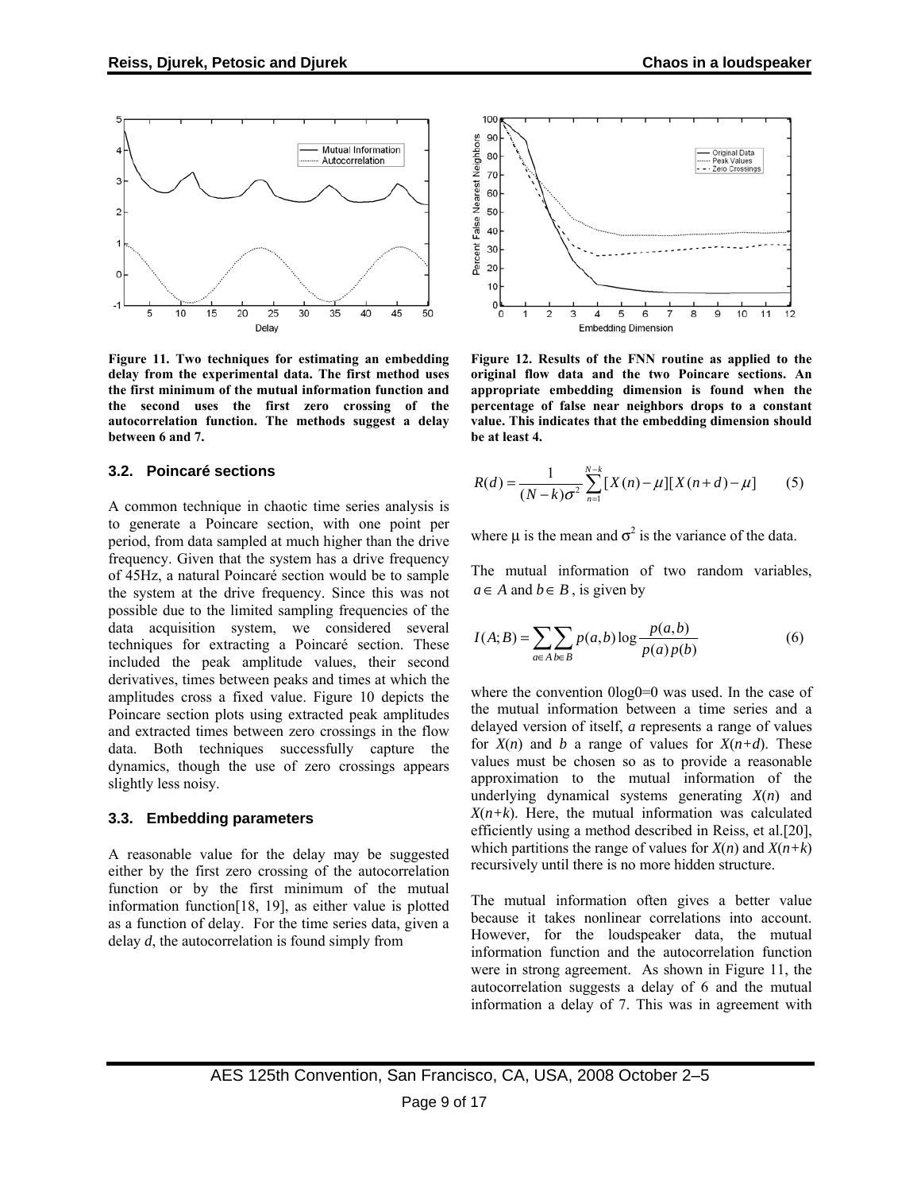Figure 11. Two techniques for estimating an embedding delay from the experimental data. The first method uses the first minimum of the mutual information function and the second uses the first zero crossing of the autocorrelation function. The methods suggest a delay between 6 and 7.

Figure 12. Results of the FNN routine as applied to the original flow data and the two Poincare sections. An appropriate embedding dimension is found when the percentage of false near neighbors drops to a constant value. This indicates that the embedding dimension should be at least 4.

### 3.2. Poincaré sections

A common technique in chaotic time series analysis is to generate a Poincare section, with one point per period, from data sampled at much higher than the drive frequency. Given that the system has a drive frequency of 45Hz, a natural Poincaré section would be to sample the system at the drive frequency. Since this was not possible due to the limited sampling frequencies of the data acquisition system, we considered several techniques for extracting a Poincaré section. These included the peak amplitude values, their second derivatives, times between peaks and times at which the amplitudes cross a fixed value. Figure 10 depicts the Poincare section plots using extracted peak amplitudes and extracted times between zero crossings in the flow data. Both techniques successfully capture the dynamics, though the use of zero crossings appears slightly less noisy.

### 3.3. Embedding parameters

A reasonable value for the delay may be suggested either by the first zero crossing of the autocorrelation function or by the first minimum of the mutual information function[18, 19], as either value is plotted as a function of delay. For the time series data, given a delay $d$, the autocorrelation is found simply from

$$R(d) = \frac{1}{(N-k)\sigma^2} \sum_{n=1}^{N-k} [X(n) - \mu][X(n+d) - \mu] \qquad (5)$$

where $\mu$ is the mean and $\sigma^2$ is the variance of the data.

The mutual information of two random variables, $a \in A$ and $b \in B$, is given by

$$I(A;B) = \sum_{a \in A} \sum_{b \in B} p(a,b) \log \frac{p(a,b)}{p(a)p(b)} \qquad (6)$$

where the convention 0log0=0 was used. In the case of the mutual information between a time series and a delayed version of itself, $a$ represents a range of values for $X(n)$ and $b$ a range of values for $X(n+d)$. These values must be chosen so as to provide a reasonable approximation to the mutual information of the underlying dynamical systems generating $X(n)$ and $X(n+k)$. Here, the mutual information was calculated efficiently using a method described in Reiss, et al.[20], which partitions the range of values for $X(n)$ and $X(n+k)$ recursively until there is no more hidden structure.

The mutual information often gives a better value because it takes nonlinear correlations into account. However, for the loudspeaker data, the mutual information function and the autocorrelation function were in strong agreement. As shown in Figure 11, the autocorrelation suggests a delay of 6 and the mutual information a delay of 7. This was in agreement with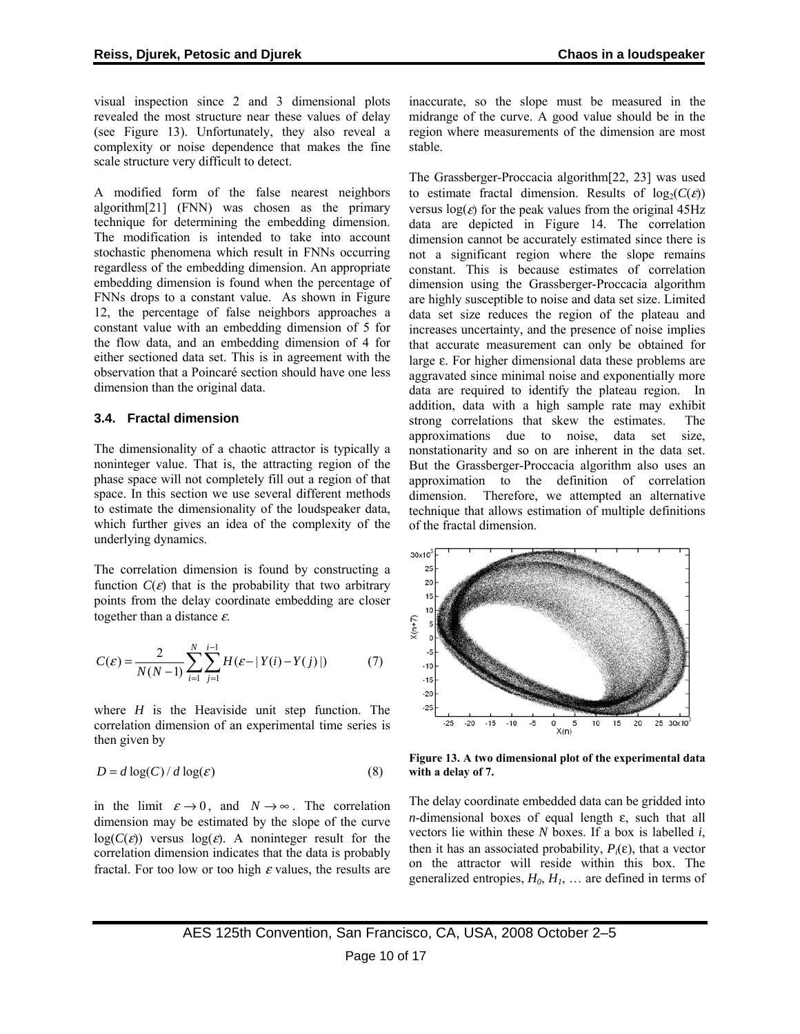visual inspection since 2 and 3 dimensional plots revealed the most structure near these values of delay (see Figure 13). Unfortunately, they also reveal a complexity or noise dependence that makes the fine scale structure very difficult to detect.

A modified form of the false nearest neighbors algorithm[21] (FNN) was chosen as the primary technique for determining the embedding dimension. The modification is intended to take into account stochastic phenomena which result in FNNs occurring regardless of the embedding dimension. An appropriate embedding dimension is found when the percentage of FNNs drops to a constant value. As shown in Figure 12, the percentage of false neighbors approaches a constant value with an embedding dimension of 5 for the flow data, and an embedding dimension of 4 for either sectioned data set. This is in agreement with the observation that a Poincaré section should have one less dimension than the original data.

### 3.4. Fractal dimension

The dimensionality of a chaotic attractor is typically a noninteger value. That is, the attracting region of the phase space will not completely fill out a region of that space. In this section we use several different methods to estimate the dimensionality of the loudspeaker data, which further gives an idea of the complexity of the underlying dynamics.

The correlation dimension is found by constructing a function $C(\varepsilon)$ that is the probability that two arbitrary points from the delay coordinate embedding are closer together than a distance $\varepsilon$.

$$C(\varepsilon) = \frac{2}{N(N-1)} \sum_{i=1}^{N} \sum_{j=1}^{i-1} H(\varepsilon - |Y(i) - Y(j)|) \qquad (7)$$

where $H$ is the Heaviside unit step function. The correlation dimension of an experimental time series is then given by

$$D = d\log(C)/d\log(\varepsilon) \qquad (8)$$

in the limit $\varepsilon \to 0$, and $N \to \infty$. The correlation dimension may be estimated by the slope of the curve $\log(C(\varepsilon))$ versus $\log(\varepsilon)$. A noninteger result for the correlation dimension indicates that the data is probably fractal. For too low or too high $\varepsilon$ values, the results are inaccurate, so the slope must be measured in the midrange of the curve. A good value should be in the region where measurements of the dimension are most stable.

The Grassberger-Proccacia algorithm[22, 23] was used to estimate fractal dimension. Results of $\log_2(C(\varepsilon))$ versus $\log(\varepsilon)$ for the peak values from the original 45Hz data are depicted in Figure 14. The correlation dimension cannot be accurately estimated since there is not a significant region where the slope remains constant. This is because estimates of correlation dimension using the Grassberger-Proccacia algorithm are highly susceptible to noise and data set size. Limited data set size reduces the region of the plateau and increases uncertainty, and the presence of noise implies that accurate measurement can only be obtained for large $\varepsilon$. For higher dimensional data these problems are aggravated since minimal noise and exponentially more data are required to identify the plateau region. In addition, data with a high sample rate may exhibit strong correlations that skew the estimates. The approximations due to noise, data set size, nonstationarity and so on are inherent in the data set. But the Grassberger-Proccacia algorithm also uses an approximation to the definition of correlation dimension. Therefore, we attempted an alternative technique that allows estimation of multiple definitions of the fractal dimension.

**Figure 13. A two dimensional plot of the experimental data with a delay of 7.**

The delay coordinate embedded data can be gridded into $n$-dimensional boxes of equal length $\varepsilon$, such that all vectors lie within these $N$ boxes. If a box is labelled $i$, then it has an associated probability, $P_i(\varepsilon)$, that a vector on the attractor will reside within this box. The generalized entropies, $H_0$, $H_1$, … are defined in terms of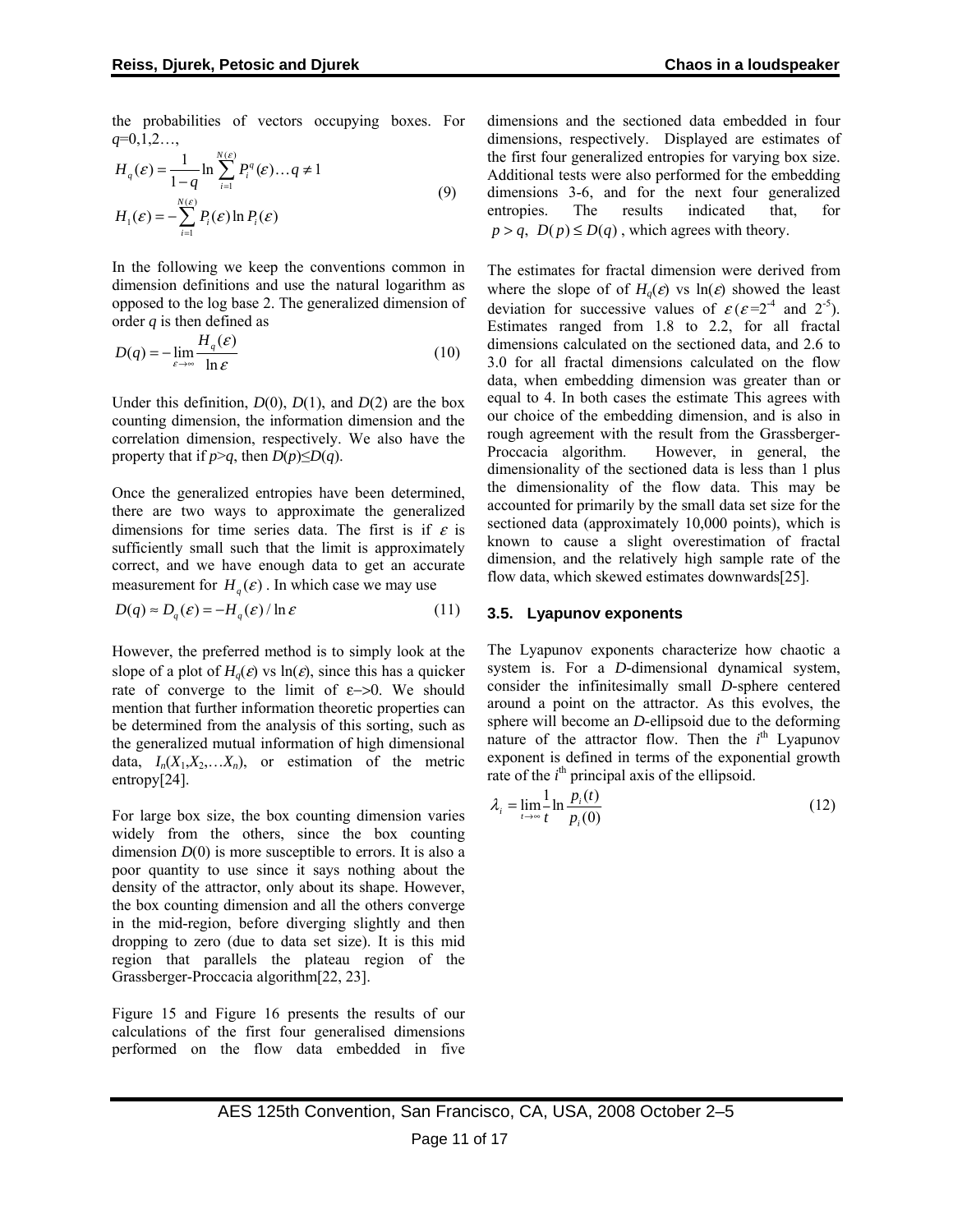the probabilities of vectors occupying boxes. For $q$=0,1,2…,

$$H_q(\varepsilon) = \frac{1}{1-q} \ln \sum_{i=1}^{N(\varepsilon)} P_i^q(\varepsilon) \ldots q \neq 1$$
$$H_1(\varepsilon) = -\sum_{i=1}^{N(\varepsilon)} P_i(\varepsilon) \ln P_i(\varepsilon) \tag{9}$$

In the following we keep the conventions common in dimension definitions and use the natural logarithm as opposed to the log base 2. The generalized dimension of order $q$ is then defined as

$$D(q) = -\lim_{\varepsilon \to \infty} \frac{H_q(\varepsilon)}{\ln \varepsilon} \tag{10}$$

Under this definition, $D(0)$, $D(1)$, and $D(2)$ are the box counting dimension, the information dimension and the correlation dimension, respectively. We also have the property that if $p>q$, then $D(p) \leq D(q)$.

Once the generalized entropies have been determined, there are two ways to approximate the generalized dimensions for time series data. The first is if $\varepsilon$ is sufficiently small such that the limit is approximately correct, and we have enough data to get an accurate measurement for $H_q(\varepsilon)$. In which case we may use

$$D(q) \approx D_q(\varepsilon) = -H_q(\varepsilon) / \ln \varepsilon \tag{11}$$

However, the preferred method is to simply look at the slope of a plot of $H_q(\varepsilon)$ vs $\ln(\varepsilon)$, since this has a quicker rate of converge to the limit of $\varepsilon \to 0$. We should mention that further information theoretic properties can be determined from the analysis of this sorting, such as the generalized mutual information of high dimensional data, $I_n(X_1, X_2, \ldots X_n)$, or estimation of the metric entropy[24].

For large box size, the box counting dimension varies widely from the others, since the box counting dimension $D(0)$ is more susceptible to errors. It is also a poor quantity to use since it says nothing about the density of the attractor, only about its shape. However, the box counting dimension and all the others converge in the mid-region, before diverging slightly and then dropping to zero (due to data set size). It is this mid region that parallels the plateau region of the Grassberger-Proccacia algorithm[22, 23].

Figure 15 and Figure 16 presents the results of our calculations of the first four generalised dimensions performed on the flow data embedded in five dimensions and the sectioned data embedded in four dimensions, respectively. Displayed are estimates of the first four generalized entropies for varying box size. Additional tests were also performed for the embedding dimensions 3-6, and for the next four generalized entropies. The results indicated that, for $p > q$, $D(p) \leq D(q)$, which agrees with theory.

The estimates for fractal dimension were derived from where the slope of of $H_q(\varepsilon)$ vs $\ln(\varepsilon)$ showed the least deviation for successive values of $\varepsilon$ ($\varepsilon = 2^{-4}$ and $2^{-5}$). Estimates ranged from 1.8 to 2.2, for all fractal dimensions calculated on the sectioned data, and 2.6 to 3.0 for all fractal dimensions calculated on the flow data, when embedding dimension was greater than or equal to 4. In both cases the estimate This agrees with our choice of the embedding dimension, and is also in rough agreement with the result from the Grassberger-Proccacia algorithm. However, in general, the dimensionality of the sectioned data is less than 1 plus the dimensionality of the flow data. This may be accounted for primarily by the small data set size for the sectioned data (approximately 10,000 points), which is known to cause a slight overestimation of fractal dimension, and the relatively high sample rate of the flow data, which skewed estimates downwards[25].

### 3.5. Lyapunov exponents

The Lyapunov exponents characterize how chaotic a system is. For a $D$-dimensional dynamical system, consider the infinitesimally small $D$-sphere centered around a point on the attractor. As this evolves, the sphere will become an $D$-ellipsoid due to the deforming nature of the attractor flow. Then the $i^{th}$ Lyapunov exponent is defined in terms of the exponential growth rate of the $i^{th}$ principal axis of the ellipsoid.

$$\lambda_i = \lim_{t \to \infty} \frac{1}{t} \ln \frac{p_i(t)}{p_i(0)} \tag{12}$$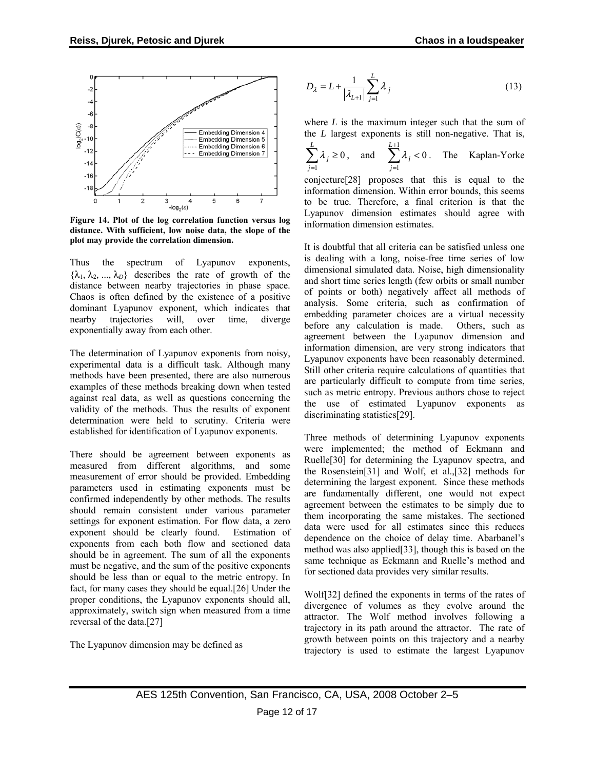Figure 14. Plot of the log correlation function versus log distance. With sufficient, low noise data, the slope of the plot may provide the correlation dimension.

Thus the spectrum of Lyapunov exponents, $\{\lambda_1, \lambda_2, ..., \lambda_D\}$ describes the rate of growth of the distance between nearby trajectories in phase space. Chaos is often defined by the existence of a positive dominant Lyapunov exponent, which indicates that nearby trajectories will, over time, diverge exponentially away from each other.

The determination of Lyapunov exponents from noisy, experimental data is a difficult task. Although many methods have been presented, there are also numerous examples of these methods breaking down when tested against real data, as well as questions concerning the validity of the methods. Thus the results of exponent determination were held to scrutiny. Criteria were established for identification of Lyapunov exponents.

There should be agreement between exponents as measured from different algorithms, and some measurement of error should be provided. Embedding parameters used in estimating exponents must be confirmed independently by other methods. The results should remain consistent under various parameter settings for exponent estimation. For flow data, a zero exponent should be clearly found. Estimation of exponents from each both flow and sectioned data should be in agreement. The sum of all the exponents must be negative, and the sum of the positive exponents should be less than or equal to the metric entropy. In fact, for many cases they should be equal.[26] Under the proper conditions, the Lyapunov exponents should all, approximately, switch sign when measured from a time reversal of the data.[27]

The Lyapunov dimension may be defined as

$$D_\lambda = L + \frac{1}{|\lambda_{L+1}|}\sum_{j=1}^{L}\lambda_j \tag{13}$$

where $L$ is the maximum integer such that the sum of the $L$ largest exponents is still non-negative. That is, $\sum_{j=1}^{L}\lambda_j \geq 0$, and $\sum_{j=1}^{L+1}\lambda_j < 0$. The Kaplan-Yorke conjecture[28] proposes that this is equal to the information dimension. Within error bounds, this seems to be true. Therefore, a final criterion is that the Lyapunov dimension estimates should agree with information dimension estimates.

It is doubtful that all criteria can be satisfied unless one is dealing with a long, noise-free time series of low dimensional simulated data. Noise, high dimensionality and short time series length (few orbits or small number of points or both) negatively affect all methods of analysis. Some criteria, such as confirmation of embedding parameter choices are a virtual necessity before any calculation is made. Others, such as agreement between the Lyapunov dimension and information dimension, are very strong indicators that Lyapunov exponents have been reasonably determined. Still other criteria require calculations of quantities that are particularly difficult to compute from time series, such as metric entropy. Previous authors chose to reject the use of estimated Lyapunov exponents as discriminating statistics[29].

Three methods of determining Lyapunov exponents were implemented; the method of Eckmann and Ruelle[30] for determining the Lyapunov spectra, and the Rosenstein[31] and Wolf, et al.,[32] methods for determining the largest exponent. Since these methods are fundamentally different, one would not expect agreement between the estimates to be simply due to them incorporating the same mistakes. The sectioned data were used for all estimates since this reduces dependence on the choice of delay time. Abarbanel's method was also applied[33], though this is based on the same technique as Eckmann and Ruelle's method and for sectioned data provides very similar results.

Wolf[32] defined the exponents in terms of the rates of divergence of volumes as they evolve around the attractor. The Wolf method involves following a trajectory in its path around the attractor. The rate of growth between points on this trajectory and a nearby trajectory is used to estimate the largest Lyapunov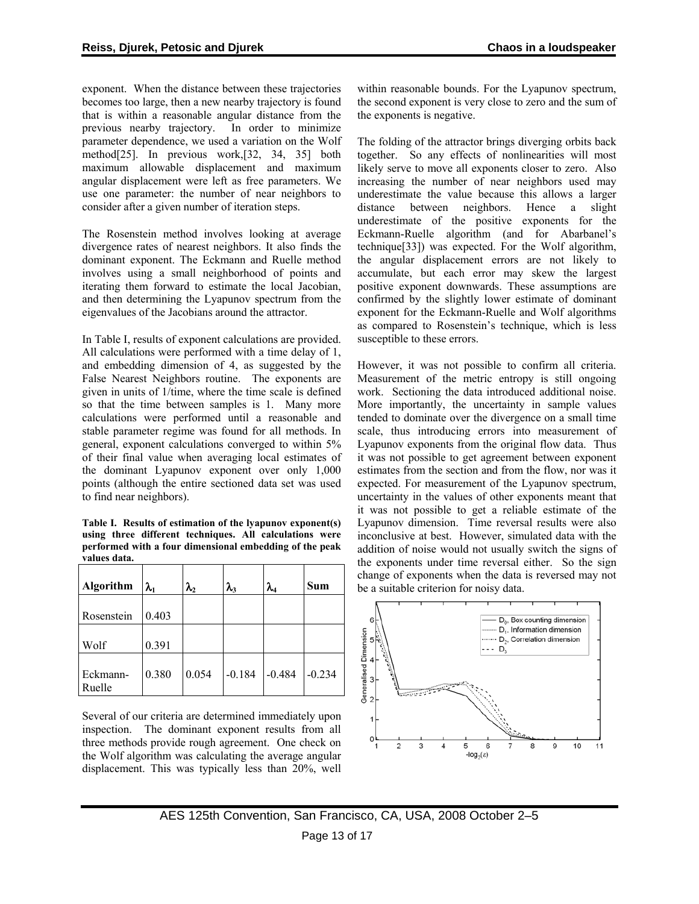exponent. When the distance between these trajectories becomes too large, then a new nearby trajectory is found that is within a reasonable angular distance from the previous nearby trajectory. In order to minimize parameter dependence, we used a variation on the Wolf method[25]. In previous work,[32, 34, 35] both maximum allowable displacement and maximum angular displacement were left as free parameters. We use one parameter: the number of near neighbors to consider after a given number of iteration steps.

The Rosenstein method involves looking at average divergence rates of nearest neighbors. It also finds the dominant exponent. The Eckmann and Ruelle method involves using a small neighborhood of points and iterating them forward to estimate the local Jacobian, and then determining the Lyapunov spectrum from the eigenvalues of the Jacobians around the attractor.

In Table I, results of exponent calculations are provided. All calculations were performed with a time delay of 1, and embedding dimension of 4, as suggested by the False Nearest Neighbors routine. The exponents are given in units of 1/time, where the time scale is defined so that the time between samples is 1. Many more calculations were performed until a reasonable and stable parameter regime was found for all methods. In general, exponent calculations converged to within 5% of their final value when averaging local estimates of the dominant Lyapunov exponent over only 1,000 points (although the entire sectioned data set was used to find near neighbors).

**Table I. Results of estimation of the lyapunov exponent(s) using three different techniques. All calculations were performed with a four dimensional embedding of the peak values data.**

| Algorithm | $\lambda_1$ | $\lambda_2$ | $\lambda_3$ | $\lambda_4$ | Sum |
|---|---|---|---|---|---|
| Rosenstein | 0.403 | | | | |
| Wolf | 0.391 | | | | |
| Eckmann-Ruelle | 0.380 | 0.054 | -0.184 | -0.484 | -0.234 |

Several of our criteria are determined immediately upon inspection. The dominant exponent results from all three methods provide rough agreement. One check on the Wolf algorithm was calculating the average angular displacement. This was typically less than 20%, well within reasonable bounds. For the Lyapunov spectrum, the second exponent is very close to zero and the sum of the exponents is negative.

The folding of the attractor brings diverging orbits back together. So any effects of nonlinearities will most likely serve to move all exponents closer to zero. Also increasing the number of near neighbors used may underestimate the value because this allows a larger distance between neighbors. Hence a slight underestimate of the positive exponents for the Eckmann-Ruelle algorithm (and for Abarbanel's technique[33]) was expected. For the Wolf algorithm, the angular displacement errors are not likely to accumulate, but each error may skew the largest positive exponent downwards. These assumptions are confirmed by the slightly lower estimate of dominant exponent for the Eckmann-Ruelle and Wolf algorithms as compared to Rosenstein's technique, which is less susceptible to these errors.

However, it was not possible to confirm all criteria. Measurement of the metric entropy is still ongoing work. Sectioning the data introduced additional noise. More importantly, the uncertainty in sample values tended to dominate over the divergence on a small time scale, thus introducing errors into measurement of Lyapunov exponents from the original flow data. Thus it was not possible to get agreement between exponent estimates from the section and from the flow, nor was it expected. For measurement of the Lyapunov spectrum, uncertainty in the values of other exponents meant that it was not possible to get a reliable estimate of the Lyapunov dimension. Time reversal results were also inconclusive at best. However, simulated data with the addition of noise would not usually switch the signs of the exponents under time reversal either. So the sign change of exponents when the data is reversed may not be a suitable criterion for noisy data.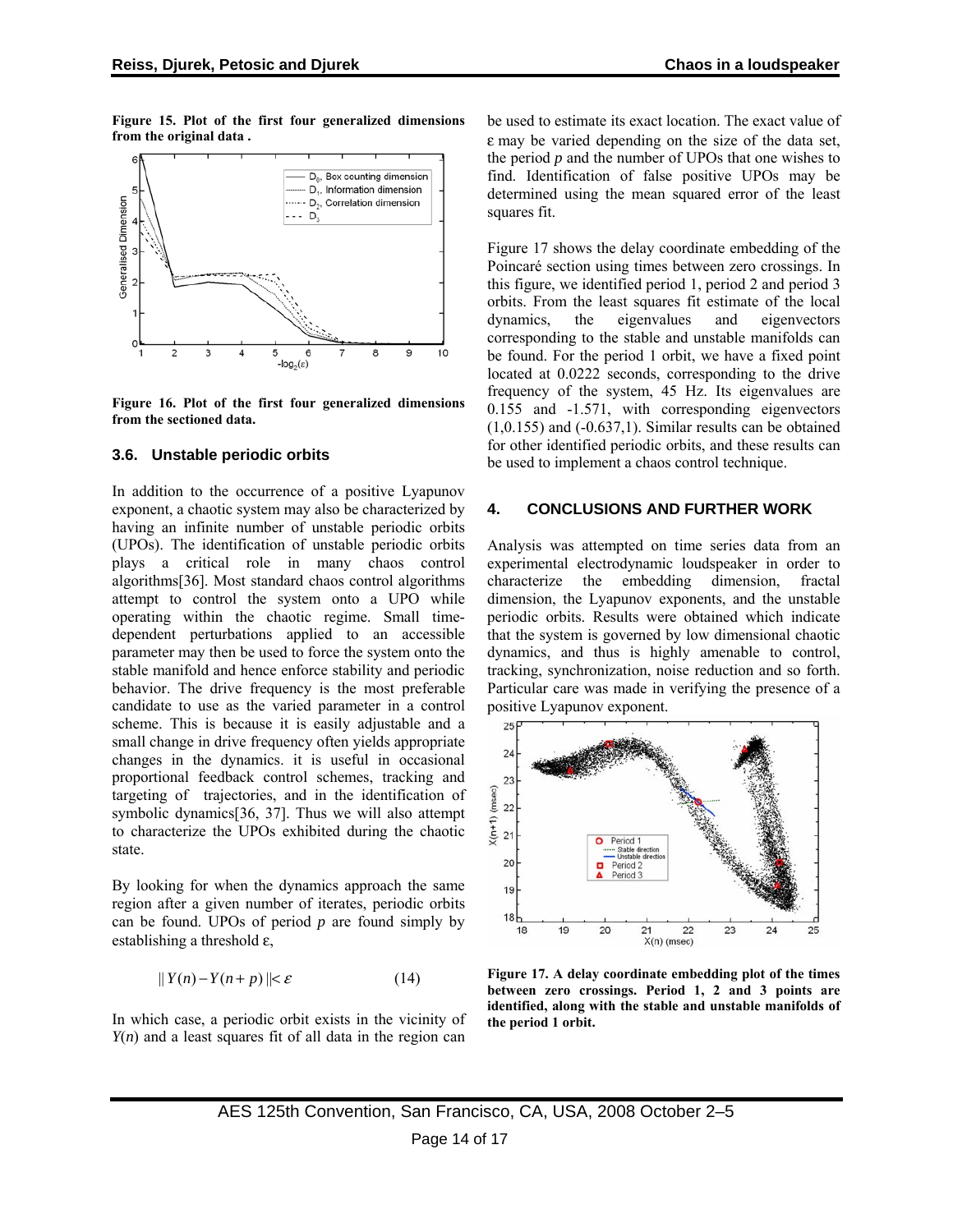**Figure 15. Plot of the first four generalized dimensions from the original data .**

**Figure 16. Plot of the first four generalized dimensions from the sectioned data.**

### 3.6. Unstable periodic orbits

In addition to the occurrence of a positive Lyapunov exponent, a chaotic system may also be characterized by having an infinite number of unstable periodic orbits (UPOs). The identification of unstable periodic orbits plays a critical role in many chaos control algorithms[36]. Most standard chaos control algorithms attempt to control the system onto a UPO while operating within the chaotic regime. Small time-dependent perturbations applied to an accessible parameter may then be used to force the system onto the stable manifold and hence enforce stability and periodic behavior. The drive frequency is the most preferable candidate to use as the varied parameter in a control scheme. This is because it is easily adjustable and a small change in drive frequency often yields appropriate changes in the dynamics. it is useful in occasional proportional feedback control schemes, tracking and targeting of trajectories, and in the identification of symbolic dynamics[36, 37]. Thus we will also attempt to characterize the UPOs exhibited during the chaotic state.

By looking for when the dynamics approach the same region after a given number of iterates, periodic orbits can be found. UPOs of period $p$ are found simply by establishing a threshold $\varepsilon$,

$$\| Y(n) - Y(n+p) \| < \varepsilon \tag{14}$$

In which case, a periodic orbit exists in the vicinity of $Y(n)$ and a least squares fit of all data in the region can be used to estimate its exact location. The exact value of $\varepsilon$ may be varied depending on the size of the data set, the period $p$ and the number of UPOs that one wishes to find. Identification of false positive UPOs may be determined using the mean squared error of the least squares fit.

Figure 17 shows the delay coordinate embedding of the Poincaré section using times between zero crossings. In this figure, we identified period 1, period 2 and period 3 orbits. From the least squares fit estimate of the local dynamics, the eigenvalues and eigenvectors corresponding to the stable and unstable manifolds can be found. For the period 1 orbit, we have a fixed point located at 0.0222 seconds, corresponding to the drive frequency of the system, 45 Hz. Its eigenvalues are 0.155 and -1.571, with corresponding eigenvectors (1,0.155) and (-0.637,1). Similar results can be obtained for other identified periodic orbits, and these results can be used to implement a chaos control technique.

## 4. CONCLUSIONS AND FURTHER WORK

Analysis was attempted on time series data from an experimental electrodynamic loudspeaker in order to characterize the embedding dimension, fractal dimension, the Lyapunov exponents, and the unstable periodic orbits. Results were obtained which indicate that the system is governed by low dimensional chaotic dynamics, and thus is highly amenable to control, tracking, synchronization, noise reduction and so forth. Particular care was made in verifying the presence of a positive Lyapunov exponent.

**Figure 17. A delay coordinate embedding plot of the times between zero crossings. Period 1, 2 and 3 points are identified, along with the stable and unstable manifolds of the period 1 orbit.**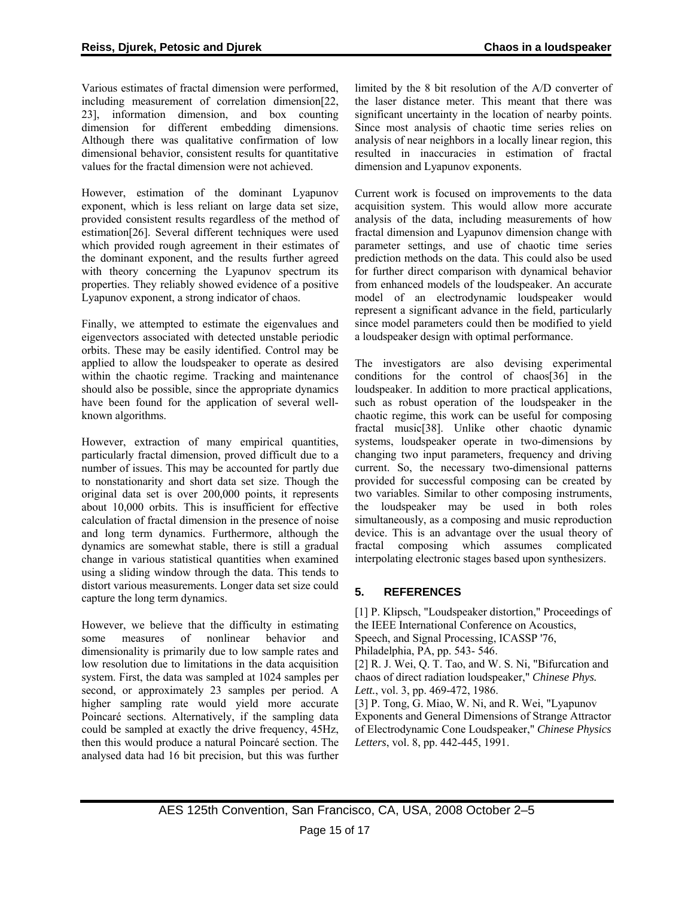Various estimates of fractal dimension were performed, including measurement of correlation dimension[22, 23], information dimension, and box counting dimension for different embedding dimensions. Although there was qualitative confirmation of low dimensional behavior, consistent results for quantitative values for the fractal dimension were not achieved.

However, estimation of the dominant Lyapunov exponent, which is less reliant on large data set size, provided consistent results regardless of the method of estimation[26]. Several different techniques were used which provided rough agreement in their estimates of the dominant exponent, and the results further agreed with theory concerning the Lyapunov spectrum its properties. They reliably showed evidence of a positive Lyapunov exponent, a strong indicator of chaos.

Finally, we attempted to estimate the eigenvalues and eigenvectors associated with detected unstable periodic orbits. These may be easily identified. Control may be applied to allow the loudspeaker to operate as desired within the chaotic regime. Tracking and maintenance should also be possible, since the appropriate dynamics have been found for the application of several well-known algorithms.

However, extraction of many empirical quantities, particularly fractal dimension, proved difficult due to a number of issues. This may be accounted for partly due to nonstationarity and short data set size. Though the original data set is over 200,000 points, it represents about 10,000 orbits. This is insufficient for effective calculation of fractal dimension in the presence of noise and long term dynamics. Furthermore, although the dynamics are somewhat stable, there is still a gradual change in various statistical quantities when examined using a sliding window through the data. This tends to distort various measurements. Longer data set size could capture the long term dynamics.

However, we believe that the difficulty in estimating some measures of nonlinear behavior and dimensionality is primarily due to low sample rates and low resolution due to limitations in the data acquisition system. First, the data was sampled at 1024 samples per second, or approximately 23 samples per period. A higher sampling rate would yield more accurate Poincaré sections. Alternatively, if the sampling data could be sampled at exactly the drive frequency, 45Hz, then this would produce a natural Poincaré section. The analysed data had 16 bit precision, but this was further limited by the 8 bit resolution of the A/D converter of the laser distance meter. This meant that there was significant uncertainty in the location of nearby points. Since most analysis of chaotic time series relies on analysis of near neighbors in a locally linear region, this resulted in inaccuracies in estimation of fractal dimension and Lyapunov exponents.

Current work is focused on improvements to the data acquisition system. This would allow more accurate analysis of the data, including measurements of how fractal dimension and Lyapunov dimension change with parameter settings, and use of chaotic time series prediction methods on the data. This could also be used for further direct comparison with dynamical behavior from enhanced models of the loudspeaker. An accurate model of an electrodynamic loudspeaker would represent a significant advance in the field, particularly since model parameters could then be modified to yield a loudspeaker design with optimal performance.

The investigators are also devising experimental conditions for the control of chaos[36] in the loudspeaker. In addition to more practical applications, such as robust operation of the loudspeaker in the chaotic regime, this work can be useful for composing fractal music[38]. Unlike other chaotic dynamic systems, loudspeaker operate in two-dimensions by changing two input parameters, frequency and driving current. So, the necessary two-dimensional patterns provided for successful composing can be created by two variables. Similar to other composing instruments, the loudspeaker may be used in both roles simultaneously, as a composing and music reproduction device. This is an advantage over the usual theory of fractal composing which assumes complicated interpolating electronic stages based upon synthesizers.

## 5. REFERENCES

[1] P. Klipsch, "Loudspeaker distortion," Proceedings of the IEEE International Conference on Acoustics, Speech, and Signal Processing, ICASSP '76, Philadelphia, PA, pp. 543- 546.

[2] R. J. Wei, Q. T. Tao, and W. S. Ni, "Bifurcation and chaos of direct radiation loudspeaker," *Chinese Phys. Lett.*, vol. 3, pp. 469-472, 1986.

[3] P. Tong, G. Miao, W. Ni, and R. Wei, "Lyapunov Exponents and General Dimensions of Strange Attractor of Electrodynamic Cone Loudspeaker," *Chinese Physics Letters*, vol. 8, pp. 442-445, 1991.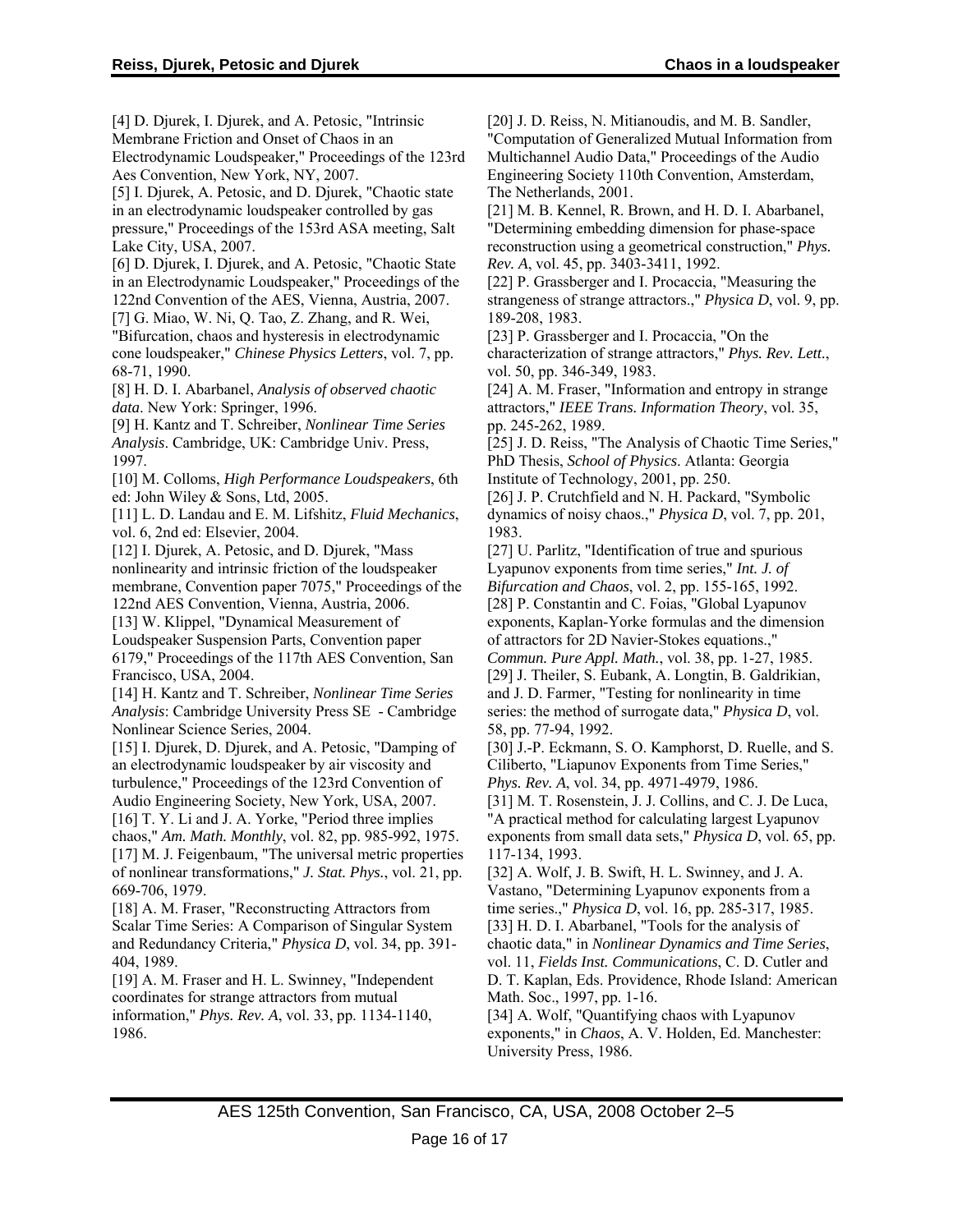[4] D. Djurek, I. Djurek, and A. Petosic, "Intrinsic Membrane Friction and Onset of Chaos in an Electrodynamic Loudspeaker," Proceedings of the 123rd Aes Convention, New York, NY, 2007.

[5] I. Djurek, A. Petosic, and D. Djurek, "Chaotic state in an electrodynamic loudspeaker controlled by gas pressure," Proceedings of the 153rd ASA meeting, Salt Lake City, USA, 2007.

[6] D. Djurek, I. Djurek, and A. Petosic, "Chaotic State in an Electrodynamic Loudspeaker," Proceedings of the 122nd Convention of the AES, Vienna, Austria, 2007.

[7] G. Miao, W. Ni, Q. Tao, Z. Zhang, and R. Wei, "Bifurcation, chaos and hysteresis in electrodynamic cone loudspeaker," *Chinese Physics Letters*, vol. 7, pp. 68-71, 1990.

[8] H. D. I. Abarbanel, *Analysis of observed chaotic data*. New York: Springer, 1996.

[9] H. Kantz and T. Schreiber, *Nonlinear Time Series Analysis*. Cambridge, UK: Cambridge Univ. Press, 1997.

[10] M. Colloms, *High Performance Loudspeakers*, 6th ed: John Wiley & Sons, Ltd, 2005.

[11] L. D. Landau and E. M. Lifshitz, *Fluid Mechanics*, vol. 6, 2nd ed: Elsevier, 2004.

[12] I. Djurek, A. Petosic, and D. Djurek, "Mass nonlinearity and intrinsic friction of the loudspeaker membrane, Convention paper 7075," Proceedings of the 122nd AES Convention, Vienna, Austria, 2006.

[13] W. Klippel, "Dynamical Measurement of Loudspeaker Suspension Parts, Convention paper 6179," Proceedings of the 117th AES Convention, San Francisco, USA, 2004.

[14] H. Kantz and T. Schreiber, *Nonlinear Time Series Analysis*: Cambridge University Press SE - Cambridge Nonlinear Science Series, 2004.

[15] I. Djurek, D. Djurek, and A. Petosic, "Damping of an electrodynamic loudspeaker by air viscosity and turbulence," Proceedings of the 123rd Convention of Audio Engineering Society, New York, USA, 2007.

[16] T. Y. Li and J. A. Yorke, "Period three implies chaos," *Am. Math. Monthly*, vol. 82, pp. 985-992, 1975.

[17] M. J. Feigenbaum, "The universal metric properties of nonlinear transformations," *J. Stat. Phys.*, vol. 21, pp. 669-706, 1979.

[18] A. M. Fraser, "Reconstructing Attractors from Scalar Time Series: A Comparison of Singular System and Redundancy Criteria," *Physica D*, vol. 34, pp. 391-404, 1989.

[19] A. M. Fraser and H. L. Swinney, "Independent coordinates for strange attractors from mutual information," *Phys. Rev. A*, vol. 33, pp. 1134-1140, 1986.

[20] J. D. Reiss, N. Mitianoudis, and M. B. Sandler, "Computation of Generalized Mutual Information from Multichannel Audio Data," Proceedings of the Audio Engineering Society 110th Convention, Amsterdam, The Netherlands, 2001.

[21] M. B. Kennel, R. Brown, and H. D. I. Abarbanel, "Determining embedding dimension for phase-space reconstruction using a geometrical construction," *Phys. Rev. A*, vol. 45, pp. 3403-3411, 1992.

[22] P. Grassberger and I. Procaccia, "Measuring the strangeness of strange attractors.," *Physica D*, vol. 9, pp. 189-208, 1983.

[23] P. Grassberger and I. Procaccia, "On the characterization of strange attractors," *Phys. Rev. Lett.*, vol. 50, pp. 346-349, 1983.

[24] A. M. Fraser, "Information and entropy in strange attractors," *IEEE Trans. Information Theory*, vol. 35, pp. 245-262, 1989.

[25] J. D. Reiss, "The Analysis of Chaotic Time Series," PhD Thesis, *School of Physics*. Atlanta: Georgia Institute of Technology, 2001, pp. 250.

[26] J. P. Crutchfield and N. H. Packard, "Symbolic dynamics of noisy chaos.," *Physica D*, vol. 7, pp. 201, 1983.

[27] U. Parlitz, "Identification of true and spurious Lyapunov exponents from time series," *Int. J. of Bifurcation and Chaos*, vol. 2, pp. 155-165, 1992.

[28] P. Constantin and C. Foias, "Global Lyapunov exponents, Kaplan-Yorke formulas and the dimension of attractors for 2D Navier-Stokes equations.," *Commun. Pure Appl. Math.*, vol. 38, pp. 1-27, 1985.

[29] J. Theiler, S. Eubank, A. Longtin, B. Galdrikian, and J. D. Farmer, "Testing for nonlinearity in time series: the method of surrogate data," *Physica D*, vol. 58, pp. 77-94, 1992.

[30] J.-P. Eckmann, S. O. Kamphorst, D. Ruelle, and S. Ciliberto, "Liapunov Exponents from Time Series," *Phys. Rev. A*, vol. 34, pp. 4971-4979, 1986.

[31] M. T. Rosenstein, J. J. Collins, and C. J. De Luca, "A practical method for calculating largest Lyapunov exponents from small data sets," *Physica D*, vol. 65, pp. 117-134, 1993.

[32] A. Wolf, J. B. Swift, H. L. Swinney, and J. A. Vastano, "Determining Lyapunov exponents from a time series.," *Physica D*, vol. 16, pp. 285-317, 1985.

[33] H. D. I. Abarbanel, "Tools for the analysis of chaotic data," in *Nonlinear Dynamics and Time Series*, vol. 11, *Fields Inst. Communications*, C. D. Cutler and D. T. Kaplan, Eds. Providence, Rhode Island: American Math. Soc., 1997, pp. 1-16.

[34] A. Wolf, "Quantifying chaos with Lyapunov exponents," in *Chaos*, A. V. Holden, Ed. Manchester: University Press, 1986.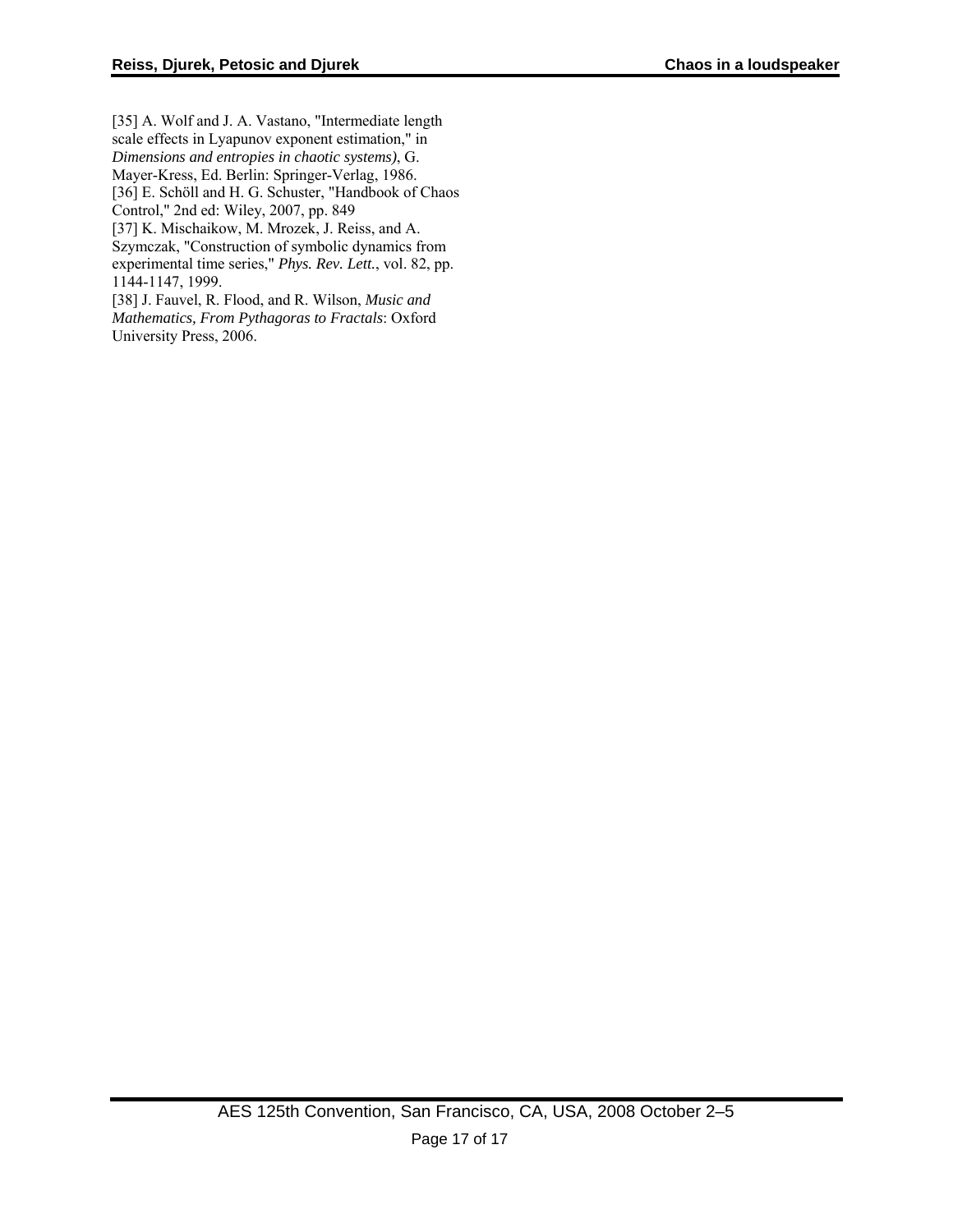[35] A. Wolf and J. A. Vastano, "Intermediate length scale effects in Lyapunov exponent estimation," in *Dimensions and entropies in chaotic systems)*, G. Mayer-Kress, Ed. Berlin: Springer-Verlag, 1986.

[36] E. Schöll and H. G. Schuster, "Handbook of Chaos Control," 2nd ed: Wiley, 2007, pp. 849

[37] K. Mischaikow, M. Mrozek, J. Reiss, and A. Szymczak, "Construction of symbolic dynamics from experimental time series," *Phys. Rev. Lett.*, vol. 82, pp. 1144-1147, 1999.

[38] J. Fauvel, R. Flood, and R. Wilson, *Music and Mathematics, From Pythagoras to Fractals*: Oxford University Press, 2006.